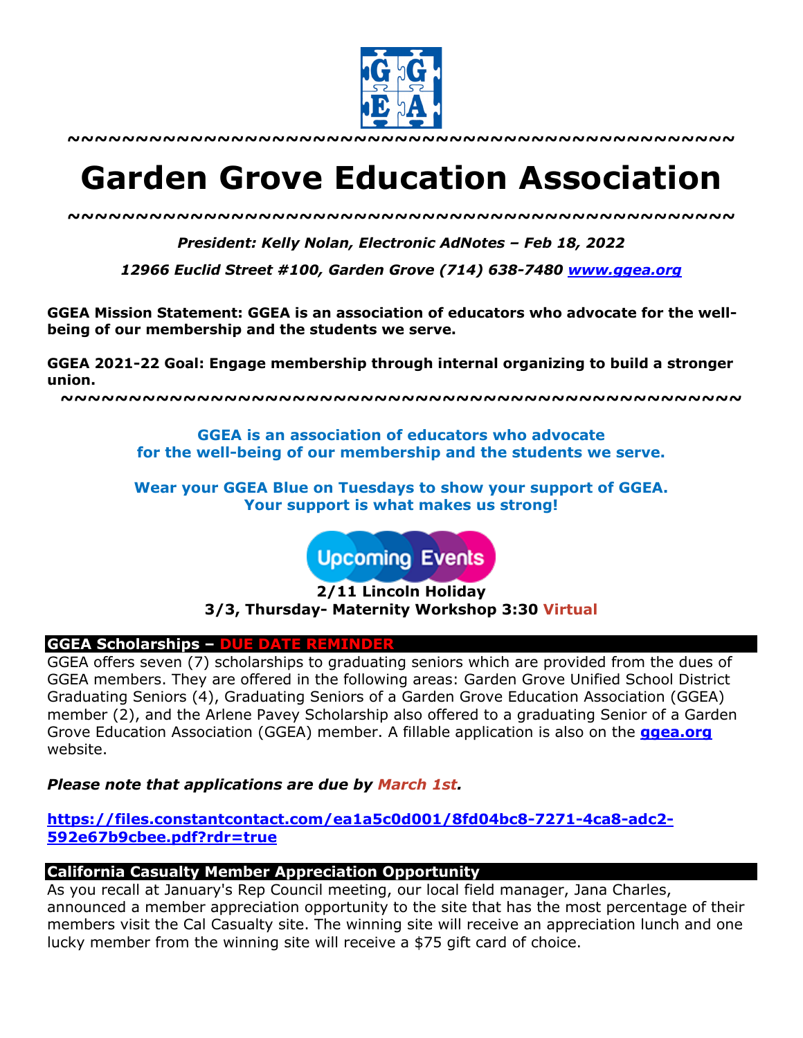~~~~~~~~~~~~~~~~~~~~~~~~~~~~~~~~~~~~~~~~~~~~~~~~~~~~~~~~~~~

# Garden Grove Education Association

~~~~~~~~~~~~~~~~~~~~~~~~~~~~~~~~~~~~~~~~~~~~~~~~~~~~~~~~~~~

***President: Kelly Nolan, Electronic AdNotes – Feb 18, 2022***

***12966 Euclid Street #100, Garden Grove (714) 638-7480 [www.ggea.org](http://www.ggea.org)***

**GGEA Mission Statement: GGEA is an association of educators who advocate for the well-being of our membership and the students we serve.**

**GGEA 2021-22 Goal: Engage membership through internal organizing to build a stronger union.**

~~~~~~~~~~~~~~~~~~~~~~~~~~~~~~~~~~~~~~~~~~~~~~~~~~~~~~~~~~~

**GGEA is an association of educators who advocate for the well-being of our membership and the students we serve.**

**Wear your GGEA Blue on Tuesdays to show your support of GGEA. Your support is what makes us strong!**

**Upcoming Events**

**2/11 Lincoln Holiday**

**3/3, Thursday- Maternity Workshop 3:30 Virtual**

## GGEA Scholarships – DUE DATE REMINDER

GGEA offers seven (7) scholarships to graduating seniors which are provided from the dues of GGEA members. They are offered in the following areas: Garden Grove Unified School District Graduating Seniors (4), Graduating Seniors of a Garden Grove Education Association (GGEA) member (2), and the Arlene Pavey Scholarship also offered to a graduating Senior of a Garden Grove Education Association (GGEA) member. A fillable application is also on the **[ggea.org](http://ggea.org)** website.

***Please note that applications are due by March 1st.***

**https://files.constantcontact.com/ea1a5c0d001/8fd04bc8-7271-4ca8-adc2-592e67b9cbee.pdf?rdr=true**

## California Casualty Member Appreciation Opportunity

As you recall at January's Rep Council meeting, our local field manager, Jana Charles, announced a member appreciation opportunity to the site that has the most percentage of their members visit the Cal Casualty site. The winning site will receive an appreciation lunch and one lucky member from the winning site will receive a $75 gift card of choice.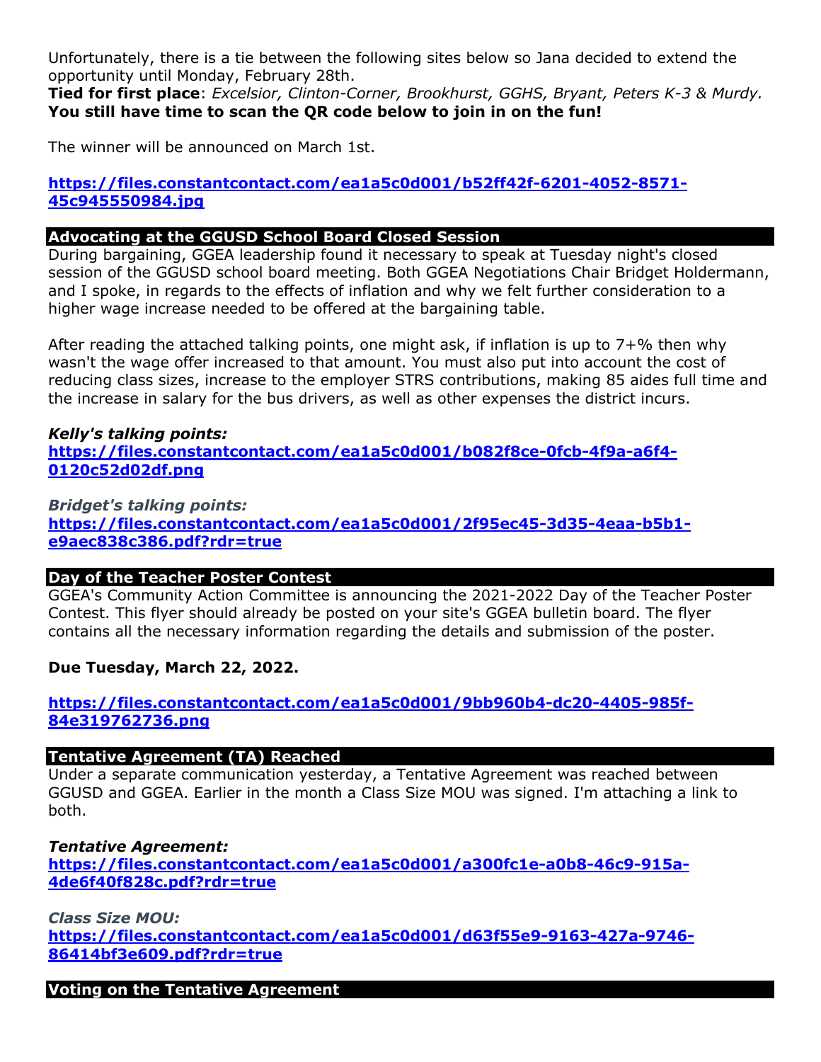Unfortunately, there is a tie between the following sites below so Jana decided to extend the opportunity until Monday, February 28th.
**Tied for first place**: *Excelsior, Clinton-Corner, Brookhurst, GGHS, Bryant, Peters K-3 & Murdy.*
**You still have time to scan the QR code below to join in on the fun!**

The winner will be announced on March 1st.

**https://files.constantcontact.com/ea1a5c0d001/b52ff42f-6201-4052-8571-45c945550984.jpg**

## Advocating at the GGUSD School Board Closed Session

During bargaining, GGEA leadership found it necessary to speak at Tuesday night's closed session of the GGUSD school board meeting. Both GGEA Negotiations Chair Bridget Holdermann, and I spoke, in regards to the effects of inflation and why we felt further consideration to a higher wage increase needed to be offered at the bargaining table.

After reading the attached talking points, one might ask, if inflation is up to 7+% then why wasn't the wage offer increased to that amount. You must also put into account the cost of reducing class sizes, increase to the employer STRS contributions, making 85 aides full time and the increase in salary for the bus drivers, as well as other expenses the district incurs.

***Kelly's talking points:***
**https://files.constantcontact.com/ea1a5c0d001/b082f8ce-0fcb-4f9a-a6f4-0120c52d02df.png**

***Bridget's talking points:***
**https://files.constantcontact.com/ea1a5c0d001/2f95ec45-3d35-4eaa-b5b1-e9aec838c386.pdf?rdr=true**

## Day of the Teacher Poster Contest

GGEA's Community Action Committee is announcing the 2021-2022 Day of the Teacher Poster Contest. This flyer should already be posted on your site's GGEA bulletin board. The flyer contains all the necessary information regarding the details and submission of the poster.

**Due Tuesday, March 22, 2022.**

**https://files.constantcontact.com/ea1a5c0d001/9bb960b4-dc20-4405-985f-84e319762736.png**

## Tentative Agreement (TA) Reached

Under a separate communication yesterday, a Tentative Agreement was reached between GGUSD and GGEA. Earlier in the month a Class Size MOU was signed. I'm attaching a link to both.

***Tentative Agreement:***
**https://files.constantcontact.com/ea1a5c0d001/a300fc1e-a0b8-46c9-915a-4de6f40f828c.pdf?rdr=true**

***Class Size MOU:***
**https://files.constantcontact.com/ea1a5c0d001/d63f55e9-9163-427a-9746-86414bf3e609.pdf?rdr=true**

## Voting on the Tentative Agreement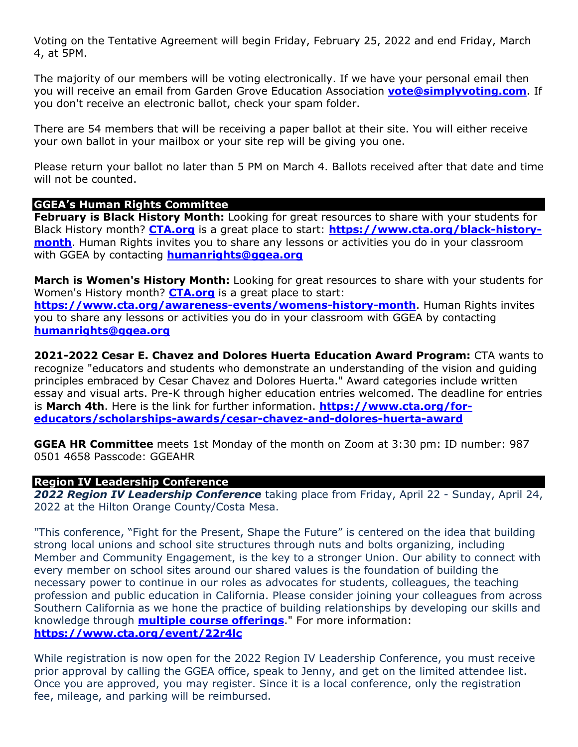Voting on the Tentative Agreement will begin Friday, February 25, 2022 and end Friday, March 4, at 5PM.

The majority of our members will be voting electronically. If we have your personal email then you will receive an email from Garden Grove Education Association **vote@simplyvoting.com**. If you don't receive an electronic ballot, check your spam folder.

There are 54 members that will be receiving a paper ballot at their site. You will either receive your own ballot in your mailbox or your site rep will be giving you one.

Please return your ballot no later than 5 PM on March 4. Ballots received after that date and time will not be counted.

## GGEA's Human Rights Committee

**February is Black History Month:** Looking for great resources to share with your students for Black History month? **CTA.org** is a great place to start: **https://www.cta.org/black-history-month**. Human Rights invites you to share any lessons or activities you do in your classroom with GGEA by contacting **humanrights@ggea.org**

**March is Women's History Month:** Looking for great resources to share with your students for Women's History month? **CTA.org** is a great place to start: **https://www.cta.org/awareness-events/womens-history-month**. Human Rights invites you to share any lessons or activities you do in your classroom with GGEA by contacting **humanrights@ggea.org**

**2021-2022 Cesar E. Chavez and Dolores Huerta Education Award Program:** CTA wants to recognize "educators and students who demonstrate an understanding of the vision and guiding principles embraced by Cesar Chavez and Dolores Huerta." Award categories include written essay and visual arts. Pre-K through higher education entries welcomed. The deadline for entries is **March 4th**. Here is the link for further information. **https://www.cta.org/for-educators/scholarships-awards/cesar-chavez-and-dolores-huerta-award**

**GGEA HR Committee** meets 1st Monday of the month on Zoom at 3:30 pm: ID number: 987 0501 4658 Passcode: GGEAHR

## Region IV Leadership Conference

***2022 Region IV Leadership Conference*** taking place from Friday, April 22 - Sunday, April 24, 2022 at the Hilton Orange County/Costa Mesa.

"This conference, "Fight for the Present, Shape the Future" is centered on the idea that building strong local unions and school site structures through nuts and bolts organizing, including Member and Community Engagement, is the key to a stronger Union. Our ability to connect with every member on school sites around our shared values is the foundation of building the necessary power to continue in our roles as advocates for students, colleagues, the teaching profession and public education in California. Please consider joining your colleagues from across Southern California as we hone the practice of building relationships by developing our skills and knowledge through **multiple course offerings**." For more information: **https://www.cta.org/event/22r4lc**

While registration is now open for the 2022 Region IV Leadership Conference, you must receive prior approval by calling the GGEA office, speak to Jenny, and get on the limited attendee list. Once you are approved, you may register. Since it is a local conference, only the registration fee, mileage, and parking will be reimbursed.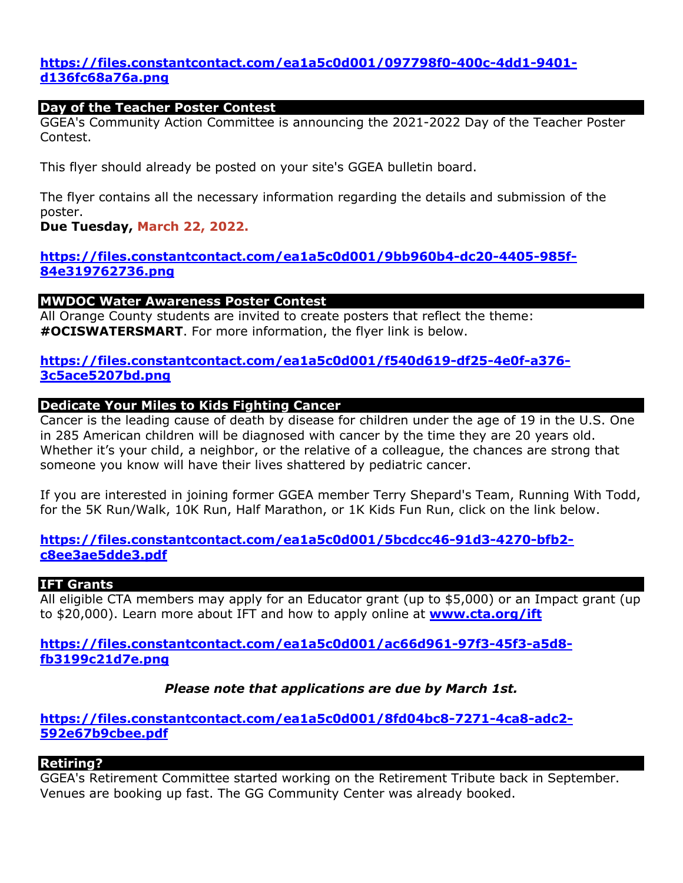**https://files.constantcontact.com/ea1a5c0d001/097798f0-400c-4dd1-9401-d136fc68a76a.png**

## Day of the Teacher Poster Contest

GGEA's Community Action Committee is announcing the 2021-2022 Day of the Teacher Poster Contest.

This flyer should already be posted on your site's GGEA bulletin board.

The flyer contains all the necessary information regarding the details and submission of the poster.
**Due Tuesday, March 22, 2022.**

**https://files.constantcontact.com/ea1a5c0d001/9bb960b4-dc20-4405-985f-84e319762736.png**

## MWDOC Water Awareness Poster Contest

All Orange County students are invited to create posters that reflect the theme: **#OCISWATERSMART**. For more information, the flyer link is below.

**https://files.constantcontact.com/ea1a5c0d001/f540d619-df25-4e0f-a376-3c5ace5207bd.png**

## Dedicate Your Miles to Kids Fighting Cancer

Cancer is the leading cause of death by disease for children under the age of 19 in the U.S. One in 285 American children will be diagnosed with cancer by the time they are 20 years old. Whether it's your child, a neighbor, or the relative of a colleague, the chances are strong that someone you know will have their lives shattered by pediatric cancer.

If you are interested in joining former GGEA member Terry Shepard's Team, Running With Todd, for the 5K Run/Walk, 10K Run, Half Marathon, or 1K Kids Fun Run, click on the link below.

**https://files.constantcontact.com/ea1a5c0d001/5bcdcc46-91d3-4270-bfb2-c8ee3ae5dde3.pdf**

## IFT Grants

All eligible CTA members may apply for an Educator grant (up to $5,000) or an Impact grant (up to $20,000). Learn more about IFT and how to apply online at **www.cta.org/ift**

**https://files.constantcontact.com/ea1a5c0d001/ac66d961-97f3-45f3-a5d8-fb3199c21d7e.png**

***Please note that applications are due by March 1st.***

**https://files.constantcontact.com/ea1a5c0d001/8fd04bc8-7271-4ca8-adc2-592e67b9cbee.pdf**

## Retiring?

GGEA's Retirement Committee started working on the Retirement Tribute back in September. Venues are booking up fast. The GG Community Center was already booked.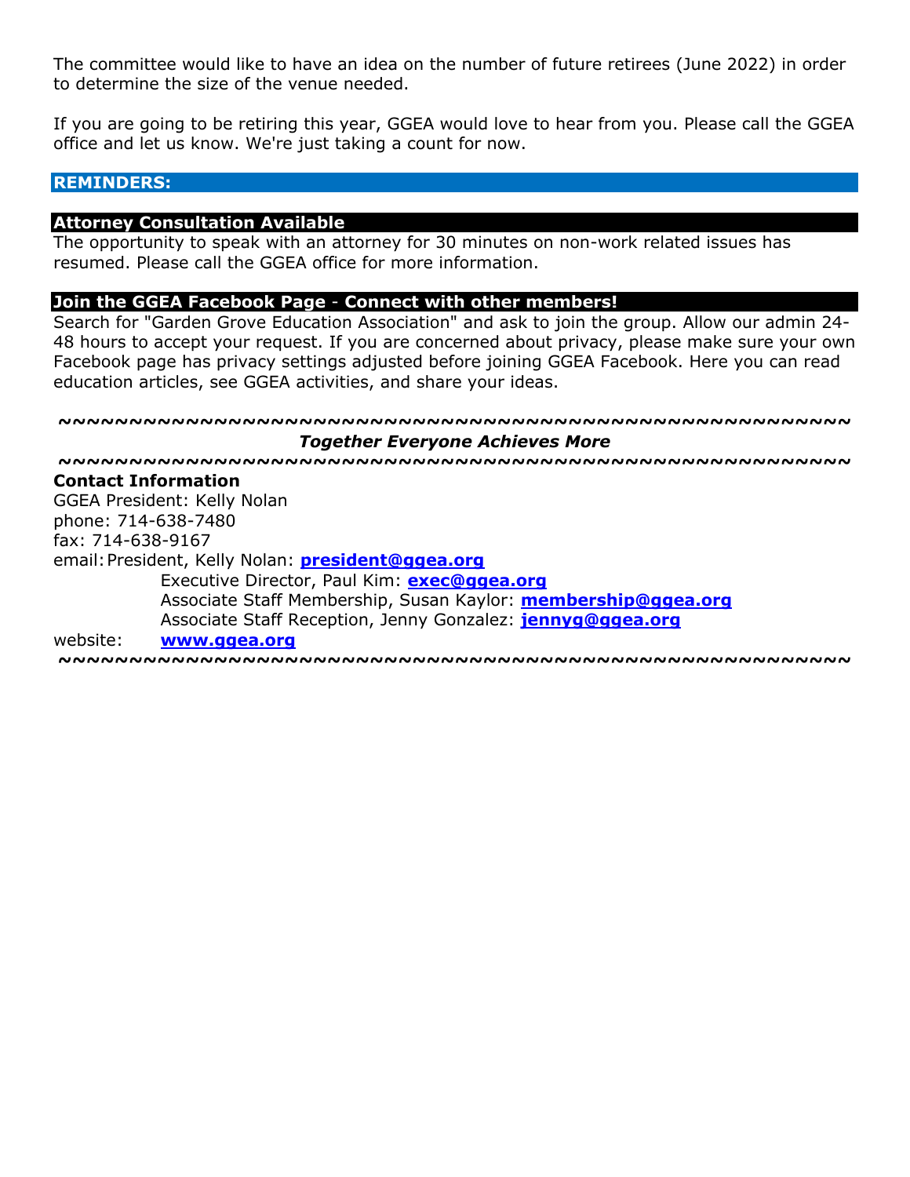The committee would like to have an idea on the number of future retirees (June 2022) in order to determine the size of the venue needed.

If you are going to be retiring this year, GGEA would love to hear from you. Please call the GGEA office and let us know. We're just taking a count for now.

## REMINDERS:

### Attorney Consultation Available

The opportunity to speak with an attorney for 30 minutes on non-work related issues has resumed. Please call the GGEA office for more information.

### Join the GGEA Facebook Page - Connect with other members!

Search for "Garden Grove Education Association" and ask to join the group. Allow our admin 24-48 hours to accept your request. If you are concerned about privacy, please make sure your own Facebook page has privacy settings adjusted before joining GGEA Facebook. Here you can read education articles, see GGEA activities, and share your ideas.

**~~~~~~~~~~~~~~~~~~~~~~~~~~~~~~~~~~~~~~~~~~~~~~~~~~~~~~~~~~~~**

***Together Everyone Achieves More***

**~~~~~~~~~~~~~~~~~~~~~~~~~~~~~~~~~~~~~~~~~~~~~~~~~~~~~~~~~~~~**

**Contact Information**

GGEA President: Kelly Nolan
phone: 714-638-7480
fax: 714-638-9167
email: President, Kelly Nolan: **president@ggea.org**
Executive Director, Paul Kim: **exec@ggea.org**
Associate Staff Membership, Susan Kaylor: **membership@ggea.org**
Associate Staff Reception, Jenny Gonzalez: **jennyg@ggea.org**
website: **www.ggea.org**

**~~~~~~~~~~~~~~~~~~~~~~~~~~~~~~~~~~~~~~~~~~~~~~~~~~~~~~~~~~~~**